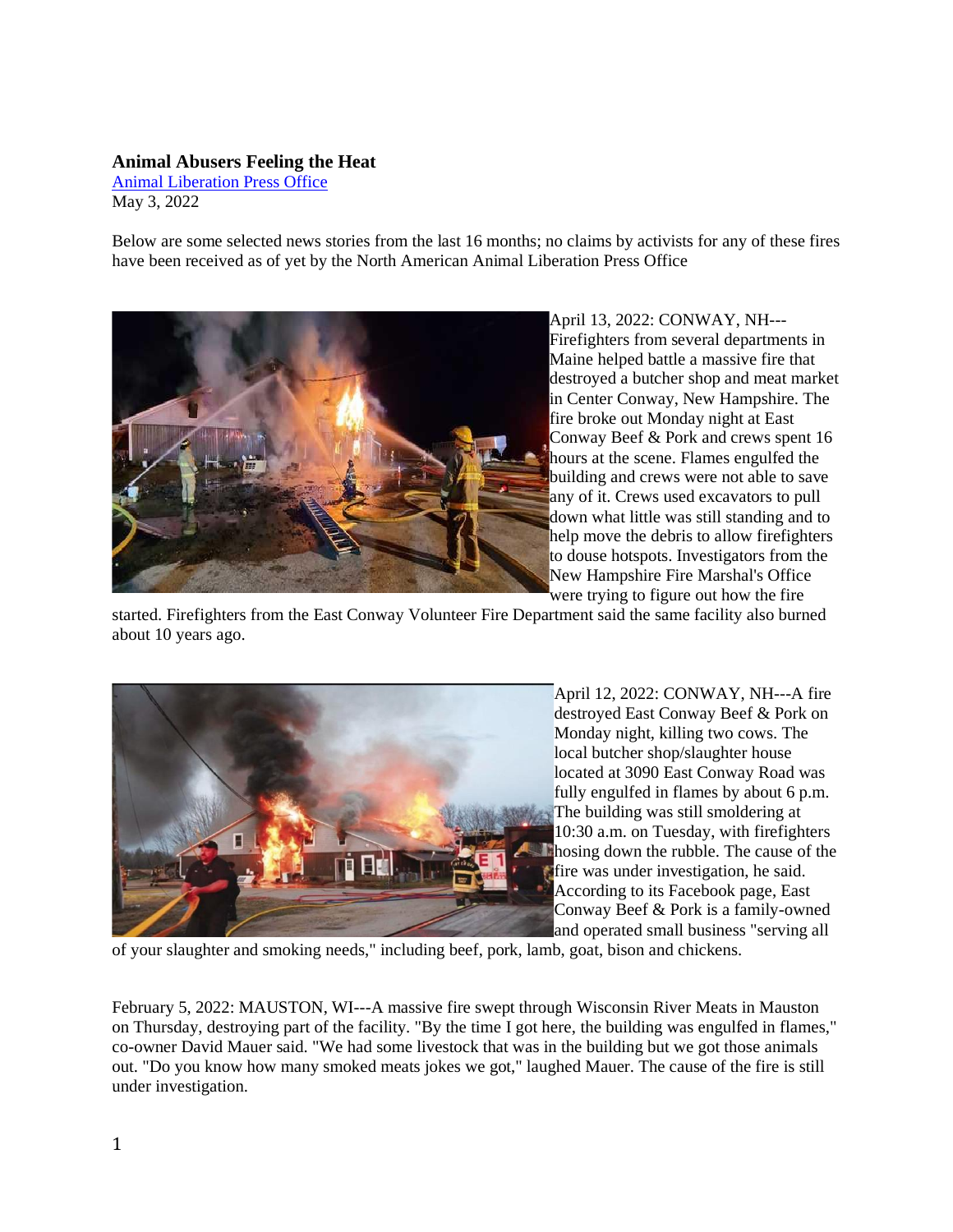**Animal Abusers Feeling the Heat**
[Animal Liberation Press Office]
May 3, 2022

Below are some selected news stories from the last 16 months; no claims by activists for any of these fires have been received as of yet by the North American Animal Liberation Press Office

April 13, 2022: CONWAY, NH---Firefighters from several departments in Maine helped battle a massive fire that destroyed a butcher shop and meat market in Center Conway, New Hampshire. The fire broke out Monday night at East Conway Beef & Pork and crews spent 16 hours at the scene. Flames engulfed the building and crews were not able to save any of it. Crews used excavators to pull down what little was still standing and to help move the debris to allow firefighters to douse hotspots. Investigators from the New Hampshire Fire Marshal's Office were trying to figure out how the fire started. Firefighters from the East Conway Volunteer Fire Department said the same facility also burned about 10 years ago.

April 12, 2022: CONWAY, NH---A fire destroyed East Conway Beef & Pork on Monday night, killing two cows. The local butcher shop/slaughter house located at 3090 East Conway Road was fully engulfed in flames by about 6 p.m. The building was still smoldering at 10:30 a.m. on Tuesday, with firefighters hosing down the rubble. The cause of the fire was under investigation, he said. According to its Facebook page, East Conway Beef & Pork is a family-owned and operated small business "serving all of your slaughter and smoking needs," including beef, pork, lamb, goat, bison and chickens.

February 5, 2022: MAUSTON, WI---A massive fire swept through Wisconsin River Meats in Mauston on Thursday, destroying part of the facility. "By the time I got here, the building was engulfed in flames," co-owner David Mauer said. "We had some livestock that was in the building but we got those animals out. "Do you know how many smoked meats jokes we got," laughed Mauer. The cause of the fire is still under investigation.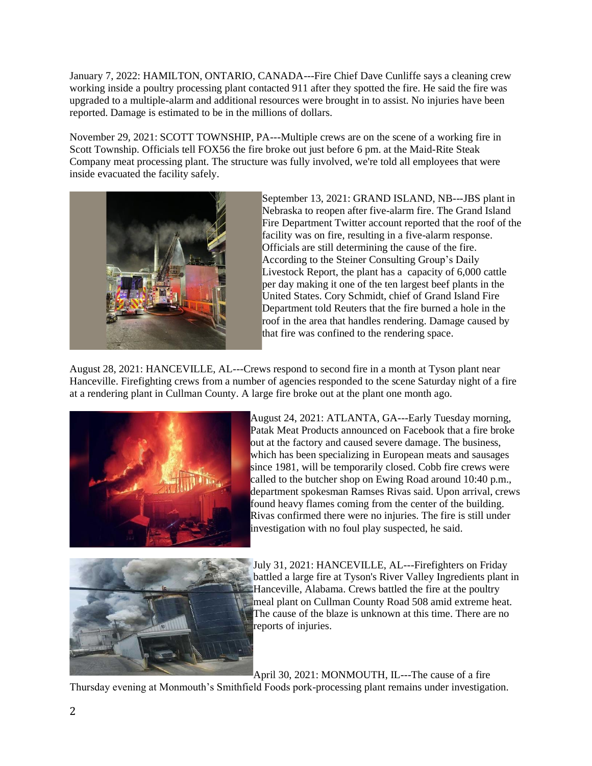January 7, 2022: HAMILTON, ONTARIO, CANADA---Fire Chief Dave Cunliffe says a cleaning crew working inside a poultry processing plant contacted 911 after they spotted the fire. He said the fire was upgraded to a multiple-alarm and additional resources were brought in to assist. No injuries have been reported. Damage is estimated to be in the millions of dollars.

November 29, 2021: SCOTT TOWNSHIP, PA---Multiple crews are on the scene of a working fire in Scott Township. Officials tell FOX56 the fire broke out just before 6 pm. at the Maid-Rite Steak Company meat processing plant. The structure was fully involved, we're told all employees that were inside evacuated the facility safely.

September 13, 2021: GRAND ISLAND, NB---JBS plant in Nebraska to reopen after five-alarm fire. The Grand Island Fire Department Twitter account reported that the roof of the facility was on fire, resulting in a five-alarm response. Officials are still determining the cause of the fire. According to the Steiner Consulting Group's Daily Livestock Report, the plant has a capacity of 6,000 cattle per day making it one of the ten largest beef plants in the United States. Cory Schmidt, chief of Grand Island Fire Department told Reuters that the fire burned a hole in the roof in the area that handles rendering. Damage caused by that fire was confined to the rendering space.

August 28, 2021: HANCEVILLE, AL---Crews respond to second fire in a month at Tyson plant near Hanceville. Firefighting crews from a number of agencies responded to the scene Saturday night of a fire at a rendering plant in Cullman County. A large fire broke out at the plant one month ago.

August 24, 2021: ATLANTA, GA---Early Tuesday morning, Patak Meat Products announced on Facebook that a fire broke out at the factory and caused severe damage. The business, which has been specializing in European meats and sausages since 1981, will be temporarily closed. Cobb fire crews were called to the butcher shop on Ewing Road around 10:40 p.m., department spokesman Ramses Rivas said. Upon arrival, crews found heavy flames coming from the center of the building. Rivas confirmed there were no injuries. The fire is still under investigation with no foul play suspected, he said.

July 31, 2021: HANCEVILLE, AL---Firefighters on Friday battled a large fire at Tyson's River Valley Ingredients plant in Hanceville, Alabama. Crews battled the fire at the poultry meal plant on Cullman County Road 508 amid extreme heat. The cause of the blaze is unknown at this time. There are no reports of injuries.

April 30, 2021: MONMOUTH, IL---The cause of a fire Thursday evening at Monmouth's Smithfield Foods pork-processing plant remains under investigation.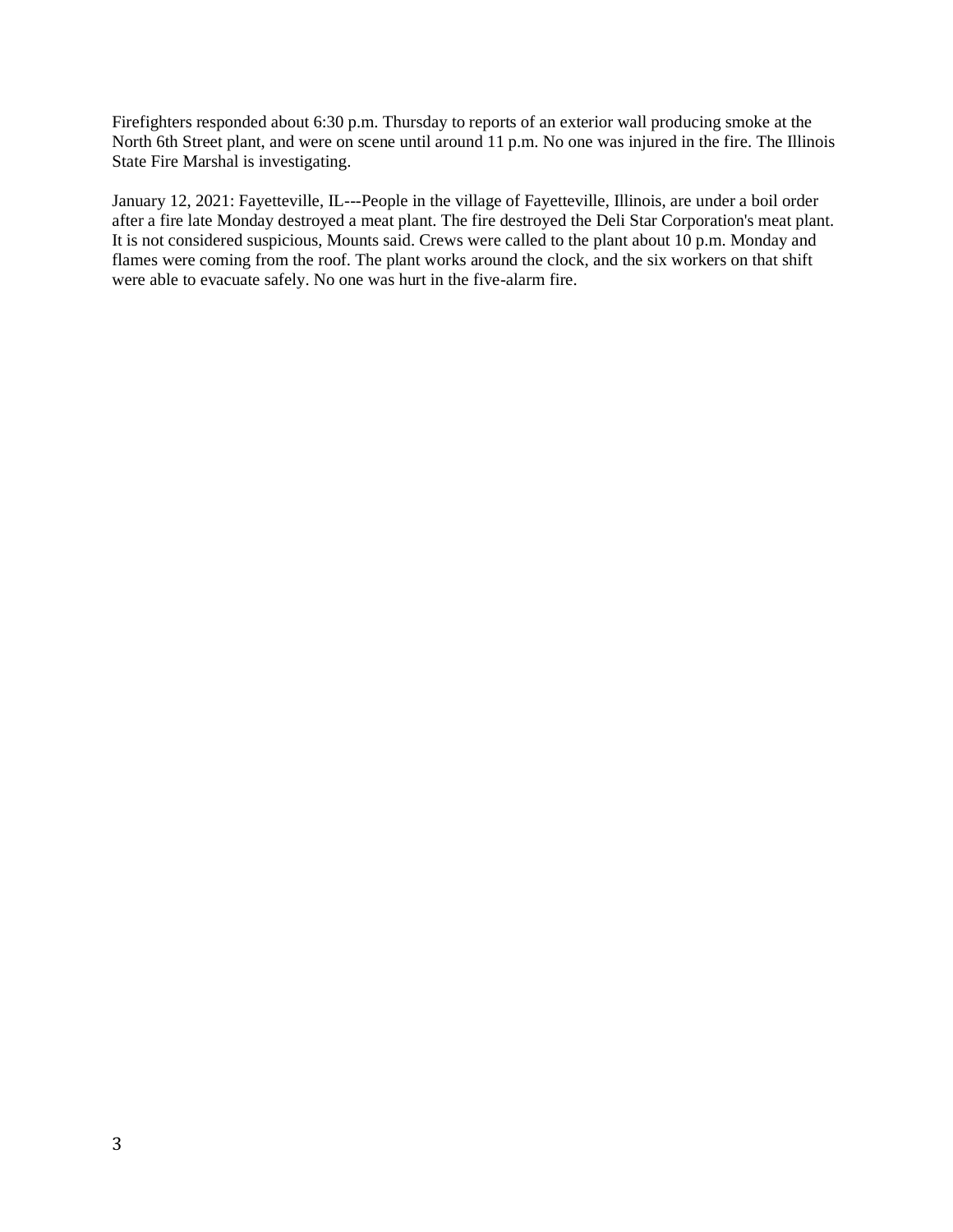Firefighters responded about 6:30 p.m. Thursday to reports of an exterior wall producing smoke at the North 6th Street plant, and were on scene until around 11 p.m. No one was injured in the fire. The Illinois State Fire Marshal is investigating.

January 12, 2021: Fayetteville, IL---People in the village of Fayetteville, Illinois, are under a boil order after a fire late Monday destroyed a meat plant. The fire destroyed the Deli Star Corporation's meat plant. It is not considered suspicious, Mounts said. Crews were called to the plant about 10 p.m. Monday and flames were coming from the roof. The plant works around the clock, and the six workers on that shift were able to evacuate safely. No one was hurt in the five-alarm fire.